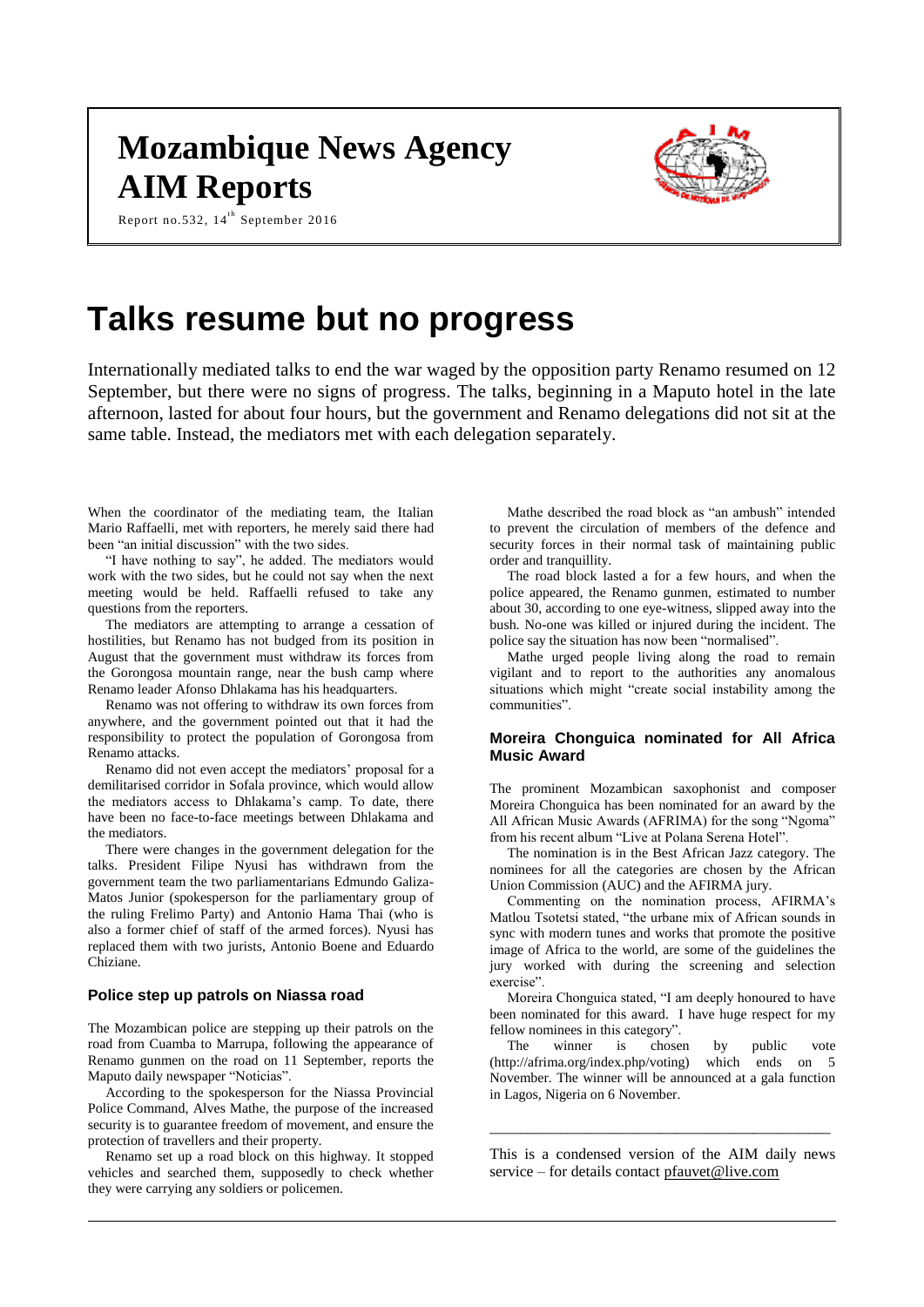# Mozambique News Agency
# AIM Reports

Report no.532, 14th September 2016

# Talks resume but no progress

Internationally mediated talks to end the war waged by the opposition party Renamo resumed on 12 September, but there were no signs of progress. The talks, beginning in a Maputo hotel in the late afternoon, lasted for about four hours, but the government and Renamo delegations did not sit at the same table. Instead, the mediators met with each delegation separately.

When the coordinator of the mediating team, the Italian Mario Raffaelli, met with reporters, he merely said there had been "an initial discussion" with the two sides.

"I have nothing to say", he added. The mediators would work with the two sides, but he could not say when the next meeting would be held. Raffaelli refused to take any questions from the reporters.

The mediators are attempting to arrange a cessation of hostilities, but Renamo has not budged from its position in August that the government must withdraw its forces from the Gorongosa mountain range, near the bush camp where Renamo leader Afonso Dhlakama has his headquarters.

Renamo was not offering to withdraw its own forces from anywhere, and the government pointed out that it had the responsibility to protect the population of Gorongosa from Renamo attacks.

Renamo did not even accept the mediators' proposal for a demilitarised corridor in Sofala province, which would allow the mediators access to Dhlakama's camp. To date, there have been no face-to-face meetings between Dhlakama and the mediators.

There were changes in the government delegation for the talks. President Filipe Nyusi has withdrawn from the government team the two parliamentarians Edmundo Galiza-Matos Junior (spokesperson for the parliamentary group of the ruling Frelimo Party) and Antonio Hama Thai (who is also a former chief of staff of the armed forces). Nyusi has replaced them with two jurists, Antonio Boene and Eduardo Chiziane.

### Police step up patrols on Niassa road

The Mozambican police are stepping up their patrols on the road from Cuamba to Marrupa, following the appearance of Renamo gunmen on the road on 11 September, reports the Maputo daily newspaper "Noticias".

According to the spokesperson for the Niassa Provincial Police Command, Alves Mathe, the purpose of the increased security is to guarantee freedom of movement, and ensure the protection of travellers and their property.

Renamo set up a road block on this highway. It stopped vehicles and searched them, supposedly to check whether they were carrying any soldiers or policemen.

Mathe described the road block as "an ambush" intended to prevent the circulation of members of the defence and security forces in their normal task of maintaining public order and tranquillity.

The road block lasted a for a few hours, and when the police appeared, the Renamo gunmen, estimated to number about 30, according to one eye-witness, slipped away into the bush. No-one was killed or injured during the incident. The police say the situation has now been "normalised".

Mathe urged people living along the road to remain vigilant and to report to the authorities any anomalous situations which might "create social instability among the communities".

### Moreira Chonguica nominated for All Africa Music Award

The prominent Mozambican saxophonist and composer Moreira Chonguica has been nominated for an award by the All African Music Awards (AFRIMA) for the song "Ngoma" from his recent album "Live at Polana Serena Hotel".

The nomination is in the Best African Jazz category. The nominees for all the categories are chosen by the African Union Commission (AUC) and the AFIRMA jury.

Commenting on the nomination process, AFIRMA's Matlou Tsotetsi stated, "the urbane mix of African sounds in sync with modern tunes and works that promote the positive image of Africa to the world, are some of the guidelines the jury worked with during the screening and selection exercise".

Moreira Chonguica stated, "I am deeply honoured to have been nominated for this award. I have huge respect for my fellow nominees in this category".

The winner is chosen by public vote (http://afrima.org/index.php/voting) which ends on 5 November. The winner will be announced at a gala function in Lagos, Nigeria on 6 November.

---

This is a condensed version of the AIM daily news service – for details contact pfauvet@live.com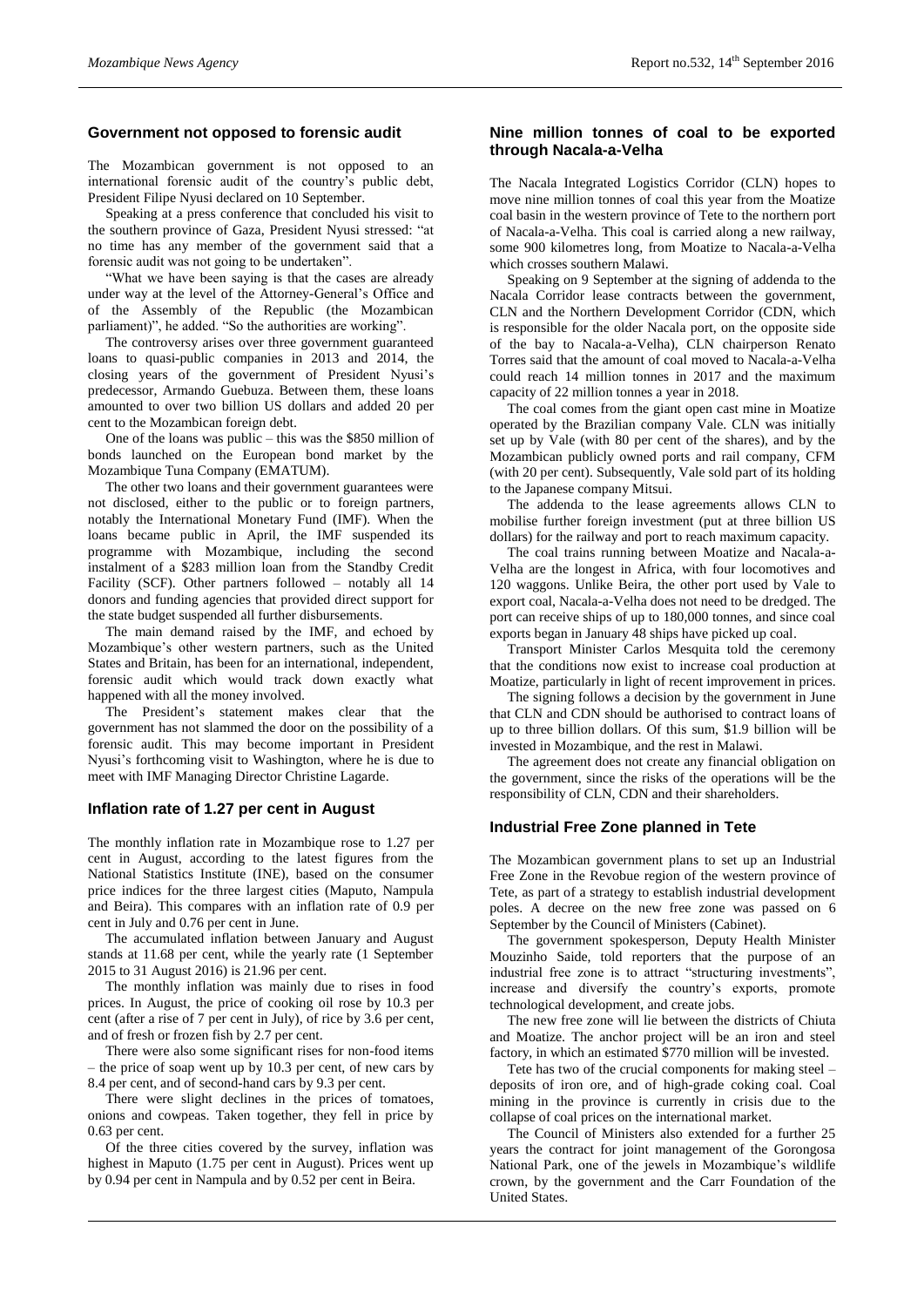## Government not opposed to forensic audit

The Mozambican government is not opposed to an international forensic audit of the country's public debt, President Filipe Nyusi declared on 10 September.

Speaking at a press conference that concluded his visit to the southern province of Gaza, President Nyusi stressed: "at no time has any member of the government said that a forensic audit was not going to be undertaken".

"What we have been saying is that the cases are already under way at the level of the Attorney-General's Office and of the Assembly of the Republic (the Mozambican parliament)", he added. "So the authorities are working".

The controversy arises over three government guaranteed loans to quasi-public companies in 2013 and 2014, the closing years of the government of President Nyusi's predecessor, Armando Guebuza. Between them, these loans amounted to over two billion US dollars and added 20 per cent to the Mozambican foreign debt.

One of the loans was public – this was the \$850 million of bonds launched on the European bond market by the Mozambique Tuna Company (EMATUM).

The other two loans and their government guarantees were not disclosed, either to the public or to foreign partners, notably the International Monetary Fund (IMF). When the loans became public in April, the IMF suspended its programme with Mozambique, including the second instalment of a \$283 million loan from the Standby Credit Facility (SCF). Other partners followed – notably all 14 donors and funding agencies that provided direct support for the state budget suspended all further disbursements.

The main demand raised by the IMF, and echoed by Mozambique's other western partners, such as the United States and Britain, has been for an international, independent, forensic audit which would track down exactly what happened with all the money involved.

The President's statement makes clear that the government has not slammed the door on the possibility of a forensic audit. This may become important in President Nyusi's forthcoming visit to Washington, where he is due to meet with IMF Managing Director Christine Lagarde.

## Inflation rate of 1.27 per cent in August

The monthly inflation rate in Mozambique rose to 1.27 per cent in August, according to the latest figures from the National Statistics Institute (INE), based on the consumer price indices for the three largest cities (Maputo, Nampula and Beira). This compares with an inflation rate of 0.9 per cent in July and 0.76 per cent in June.

The accumulated inflation between January and August stands at 11.68 per cent, while the yearly rate (1 September 2015 to 31 August 2016) is 21.96 per cent.

The monthly inflation was mainly due to rises in food prices. In August, the price of cooking oil rose by 10.3 per cent (after a rise of 7 per cent in July), of rice by 3.6 per cent, and of fresh or frozen fish by 2.7 per cent.

There were also some significant rises for non-food items – the price of soap went up by 10.3 per cent, of new cars by 8.4 per cent, and of second-hand cars by 9.3 per cent.

There were slight declines in the prices of tomatoes, onions and cowpeas. Taken together, they fell in price by 0.63 per cent.

Of the three cities covered by the survey, inflation was highest in Maputo (1.75 per cent in August). Prices went up by 0.94 per cent in Nampula and by 0.52 per cent in Beira.

## Nine million tonnes of coal to be exported through Nacala-a-Velha

The Nacala Integrated Logistics Corridor (CLN) hopes to move nine million tonnes of coal this year from the Moatize coal basin in the western province of Tete to the northern port of Nacala-a-Velha. This coal is carried along a new railway, some 900 kilometres long, from Moatize to Nacala-a-Velha which crosses southern Malawi.

Speaking on 9 September at the signing of addenda to the Nacala Corridor lease contracts between the government, CLN and the Northern Development Corridor (CDN, which is responsible for the older Nacala port, on the opposite side of the bay to Nacala-a-Velha), CLN chairperson Renato Torres said that the amount of coal moved to Nacala-a-Velha could reach 14 million tonnes in 2017 and the maximum capacity of 22 million tonnes a year in 2018.

The coal comes from the giant open cast mine in Moatize operated by the Brazilian company Vale. CLN was initially set up by Vale (with 80 per cent of the shares), and by the Mozambican publicly owned ports and rail company, CFM (with 20 per cent). Subsequently, Vale sold part of its holding to the Japanese company Mitsui.

The addenda to the lease agreements allows CLN to mobilise further foreign investment (put at three billion US dollars) for the railway and port to reach maximum capacity.

The coal trains running between Moatize and Nacala-a-Velha are the longest in Africa, with four locomotives and 120 waggons. Unlike Beira, the other port used by Vale to export coal, Nacala-a-Velha does not need to be dredged. The port can receive ships of up to 180,000 tonnes, and since coal exports began in January 48 ships have picked up coal.

Transport Minister Carlos Mesquita told the ceremony that the conditions now exist to increase coal production at Moatize, particularly in light of recent improvement in prices.

The signing follows a decision by the government in June that CLN and CDN should be authorised to contract loans of up to three billion dollars. Of this sum, \$1.9 billion will be invested in Mozambique, and the rest in Malawi.

The agreement does not create any financial obligation on the government, since the risks of the operations will be the responsibility of CLN, CDN and their shareholders.

## Industrial Free Zone planned in Tete

The Mozambican government plans to set up an Industrial Free Zone in the Revobue region of the western province of Tete, as part of a strategy to establish industrial development poles. A decree on the new free zone was passed on 6 September by the Council of Ministers (Cabinet).

The government spokesperson, Deputy Health Minister Mouzinho Saide, told reporters that the purpose of an industrial free zone is to attract "structuring investments", increase and diversify the country's exports, promote technological development, and create jobs.

The new free zone will lie between the districts of Chiuta and Moatize. The anchor project will be an iron and steel factory, in which an estimated \$770 million will be invested.

Tete has two of the crucial components for making steel – deposits of iron ore, and of high-grade coking coal. Coal mining in the province is currently in crisis due to the collapse of coal prices on the international market.

The Council of Ministers also extended for a further 25 years the contract for joint management of the Gorongosa National Park, one of the jewels in Mozambique's wildlife crown, by the government and the Carr Foundation of the United States.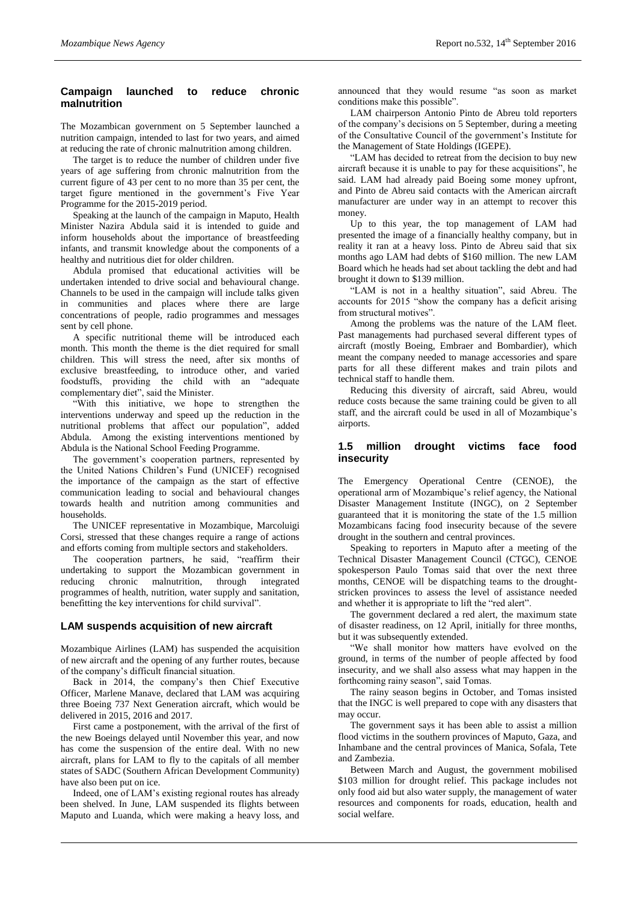## Campaign launched to reduce chronic malnutrition

The Mozambican government on 5 September launched a nutrition campaign, intended to last for two years, and aimed at reducing the rate of chronic malnutrition among children.

The target is to reduce the number of children under five years of age suffering from chronic malnutrition from the current figure of 43 per cent to no more than 35 per cent, the target figure mentioned in the government's Five Year Programme for the 2015-2019 period.

Speaking at the launch of the campaign in Maputo, Health Minister Nazira Abdula said it is intended to guide and inform households about the importance of breastfeeding infants, and transmit knowledge about the components of a healthy and nutritious diet for older children.

Abdula promised that educational activities will be undertaken intended to drive social and behavioural change. Channels to be used in the campaign will include talks given in communities and places where there are large concentrations of people, radio programmes and messages sent by cell phone.

A specific nutritional theme will be introduced each month. This month the theme is the diet required for small children. This will stress the need, after six months of exclusive breastfeeding, to introduce other, and varied foodstuffs, providing the child with an "adequate complementary diet", said the Minister.

"With this initiative, we hope to strengthen the interventions underway and speed up the reduction in the nutritional problems that affect our population", added Abdula. Among the existing interventions mentioned by Abdula is the National School Feeding Programme.

The government's cooperation partners, represented by the United Nations Children's Fund (UNICEF) recognised the importance of the campaign as the start of effective communication leading to social and behavioural changes towards health and nutrition among communities and households.

The UNICEF representative in Mozambique, Marcoluigi Corsi, stressed that these changes require a range of actions and efforts coming from multiple sectors and stakeholders.

The cooperation partners, he said, "reaffirm their undertaking to support the Mozambican government in reducing chronic malnutrition, through integrated programmes of health, nutrition, water supply and sanitation, benefitting the key interventions for child survival".

## LAM suspends acquisition of new aircraft

Mozambique Airlines (LAM) has suspended the acquisition of new aircraft and the opening of any further routes, because of the company's difficult financial situation.

Back in 2014, the company's then Chief Executive Officer, Marlene Manave, declared that LAM was acquiring three Boeing 737 Next Generation aircraft, which would be delivered in 2015, 2016 and 2017.

First came a postponement, with the arrival of the first of the new Boeings delayed until November this year, and now has come the suspension of the entire deal. With no new aircraft, plans for LAM to fly to the capitals of all member states of SADC (Southern African Development Community) have also been put on ice.

Indeed, one of LAM's existing regional routes has already been shelved. In June, LAM suspended its flights between Maputo and Luanda, which were making a heavy loss, and announced that they would resume "as soon as market conditions make this possible".

LAM chairperson Antonio Pinto de Abreu told reporters of the company's decisions on 5 September, during a meeting of the Consultative Council of the government's Institute for the Management of State Holdings (IGEPE).

"LAM has decided to retreat from the decision to buy new aircraft because it is unable to pay for these acquisitions", he said. LAM had already paid Boeing some money upfront, and Pinto de Abreu said contacts with the American aircraft manufacturer are under way in an attempt to recover this money.

Up to this year, the top management of LAM had presented the image of a financially healthy company, but in reality it ran at a heavy loss. Pinto de Abreu said that six months ago LAM had debts of $160 million. The new LAM Board which he heads had set about tackling the debt and had brought it down to $139 million.

"LAM is not in a healthy situation", said Abreu. The accounts for 2015 "show the company has a deficit arising from structural motives".

Among the problems was the nature of the LAM fleet. Past managements had purchased several different types of aircraft (mostly Boeing, Embraer and Bombardier), which meant the company needed to manage accessories and spare parts for all these different makes and train pilots and technical staff to handle them.

Reducing this diversity of aircraft, said Abreu, would reduce costs because the same training could be given to all staff, and the aircraft could be used in all of Mozambique's airports.

## 1.5 million drought victims face food insecurity

The Emergency Operational Centre (CENOE), the operational arm of Mozambique's relief agency, the National Disaster Management Institute (INGC), on 2 September guaranteed that it is monitoring the state of the 1.5 million Mozambicans facing food insecurity because of the severe drought in the southern and central provinces.

Speaking to reporters in Maputo after a meeting of the Technical Disaster Management Council (CTGC), CENOE spokesperson Paulo Tomas said that over the next three months, CENOE will be dispatching teams to the drought-stricken provinces to assess the level of assistance needed and whether it is appropriate to lift the "red alert".

The government declared a red alert, the maximum state of disaster readiness, on 12 April, initially for three months, but it was subsequently extended.

"We shall monitor how matters have evolved on the ground, in terms of the number of people affected by food insecurity, and we shall also assess what may happen in the forthcoming rainy season", said Tomas.

The rainy season begins in October, and Tomas insisted that the INGC is well prepared to cope with any disasters that may occur.

The government says it has been able to assist a million flood victims in the southern provinces of Maputo, Gaza, and Inhambane and the central provinces of Manica, Sofala, Tete and Zambezia.

Between March and August, the government mobilised $103 million for drought relief. This package includes not only food aid but also water supply, the management of water resources and components for roads, education, health and social welfare.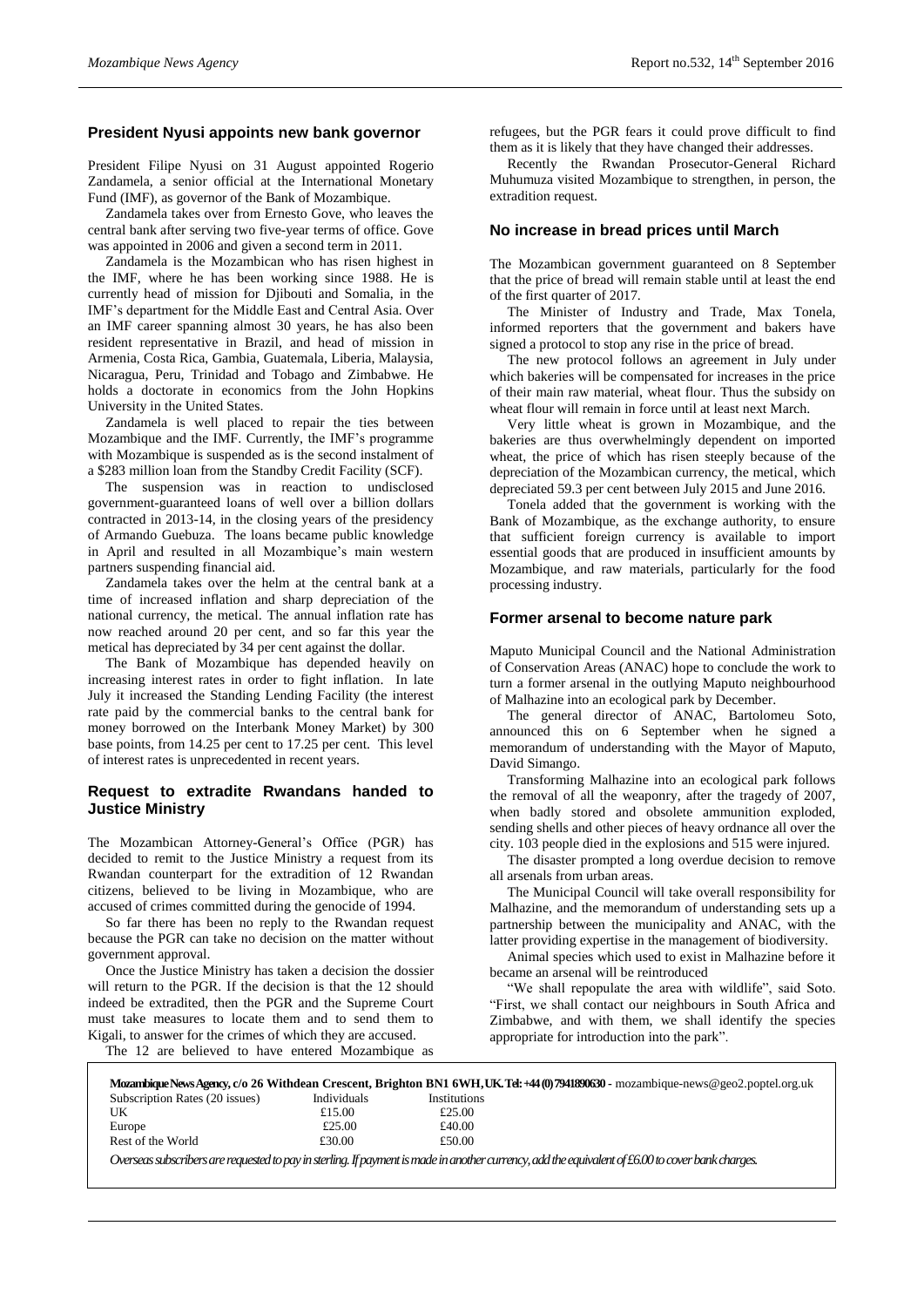## President Nyusi appoints new bank governor

President Filipe Nyusi on 31 August appointed Rogerio Zandamela, a senior official at the International Monetary Fund (IMF), as governor of the Bank of Mozambique.

Zandamela takes over from Ernesto Gove, who leaves the central bank after serving two five-year terms of office. Gove was appointed in 2006 and given a second term in 2011.

Zandamela is the Mozambican who has risen highest in the IMF, where he has been working since 1988. He is currently head of mission for Djibouti and Somalia, in the IMF's department for the Middle East and Central Asia. Over an IMF career spanning almost 30 years, he has also been resident representative in Brazil, and head of mission in Armenia, Costa Rica, Gambia, Guatemala, Liberia, Malaysia, Nicaragua, Peru, Trinidad and Tobago and Zimbabwe. He holds a doctorate in economics from the John Hopkins University in the United States.

Zandamela is well placed to repair the ties between Mozambique and the IMF. Currently, the IMF's programme with Mozambique is suspended as is the second instalment of a $283 million loan from the Standby Credit Facility (SCF).

The suspension was in reaction to undisclosed government-guaranteed loans of well over a billion dollars contracted in 2013-14, in the closing years of the presidency of Armando Guebuza. The loans became public knowledge in April and resulted in all Mozambique's main western partners suspending financial aid.

Zandamela takes over the helm at the central bank at a time of increased inflation and sharp depreciation of the national currency, the metical. The annual inflation rate has now reached around 20 per cent, and so far this year the metical has depreciated by 34 per cent against the dollar.

The Bank of Mozambique has depended heavily on increasing interest rates in order to fight inflation. In late July it increased the Standing Lending Facility (the interest rate paid by the commercial banks to the central bank for money borrowed on the Interbank Money Market) by 300 base points, from 14.25 per cent to 17.25 per cent. This level of interest rates is unprecedented in recent years.

## Request to extradite Rwandans handed to Justice Ministry

The Mozambican Attorney-General's Office (PGR) has decided to remit to the Justice Ministry a request from its Rwandan counterpart for the extradition of 12 Rwandan citizens, believed to be living in Mozambique, who are accused of crimes committed during the genocide of 1994.

So far there has been no reply to the Rwandan request because the PGR can take no decision on the matter without government approval.

Once the Justice Ministry has taken a decision the dossier will return to the PGR. If the decision is that the 12 should indeed be extradited, then the PGR and the Supreme Court must take measures to locate them and to send them to Kigali, to answer for the crimes of which they are accused.

The 12 are believed to have entered Mozambique as refugees, but the PGR fears it could prove difficult to find them as it is likely that they have changed their addresses.

Recently the Rwandan Prosecutor-General Richard Muhumuza visited Mozambique to strengthen, in person, the extradition request.

## No increase in bread prices until March

The Mozambican government guaranteed on 8 September that the price of bread will remain stable until at least the end of the first quarter of 2017.

The Minister of Industry and Trade, Max Tonela, informed reporters that the government and bakers have signed a protocol to stop any rise in the price of bread.

The new protocol follows an agreement in July under which bakeries will be compensated for increases in the price of their main raw material, wheat flour. Thus the subsidy on wheat flour will remain in force until at least next March.

Very little wheat is grown in Mozambique, and the bakeries are thus overwhelmingly dependent on imported wheat, the price of which has risen steeply because of the depreciation of the Mozambican currency, the metical, which depreciated 59.3 per cent between July 2015 and June 2016.

Tonela added that the government is working with the Bank of Mozambique, as the exchange authority, to ensure that sufficient foreign currency is available to import essential goods that are produced in insufficient amounts by Mozambique, and raw materials, particularly for the food processing industry.

## Former arsenal to become nature park

Maputo Municipal Council and the National Administration of Conservation Areas (ANAC) hope to conclude the work to turn a former arsenal in the outlying Maputo neighbourhood of Malhazine into an ecological park by December.

The general director of ANAC, Bartolomeu Soto, announced this on 6 September when he signed a memorandum of understanding with the Mayor of Maputo, David Simango.

Transforming Malhazine into an ecological park follows the removal of all the weaponry, after the tragedy of 2007, when badly stored and obsolete ammunition exploded, sending shells and other pieces of heavy ordnance all over the city. 103 people died in the explosions and 515 were injured.

The disaster prompted a long overdue decision to remove all arsenals from urban areas.

The Municipal Council will take overall responsibility for Malhazine, and the memorandum of understanding sets up a partnership between the municipality and ANAC, with the latter providing expertise in the management of biodiversity.

Animal species which used to exist in Malhazine before it became an arsenal will be reintroduced

"We shall repopulate the area with wildlife", said Soto. "First, we shall contact our neighbours in South Africa and Zimbabwe, and with them, we shall identify the species appropriate for introduction into the park".

**Mozambique News Agency, c/o 26 Withdean Crescent, Brighton BN1 6WH, UK. Tel: +44 (0) 7941890630 -** mozambique-news@geo2.poptel.org.uk

| Subscription Rates (20 issues) | Individuals | Institutions |
|---|---|---|
| UK | £15.00 | £25.00 |
| Europe | £25.00 | £40.00 |
| Rest of the World | £30.00 | £50.00 |

*Overseas subscribers are requested to pay in sterling. If payment is made in another currency, add the equivalent of £6.00 to cover bank charges.*